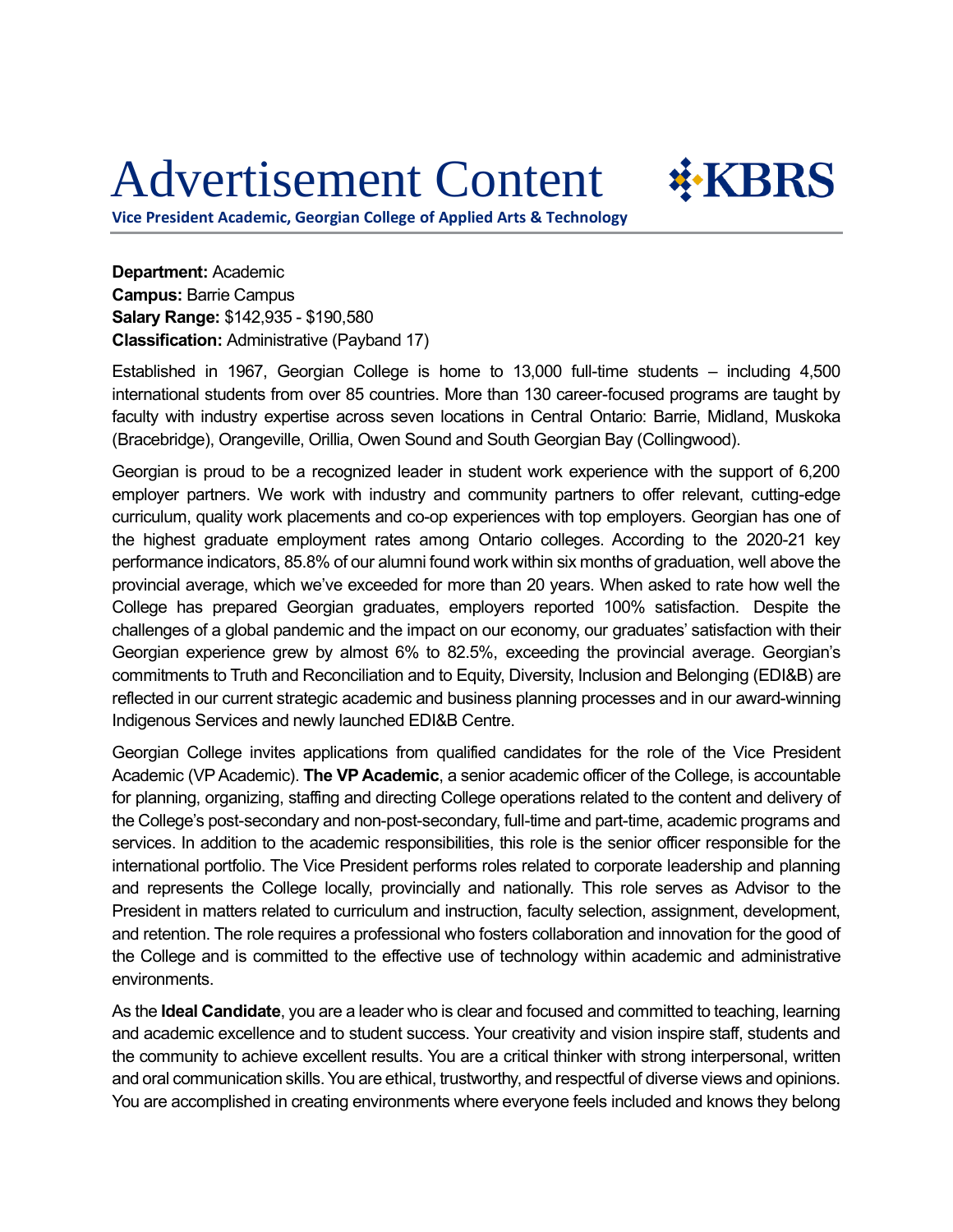# Advertisement Content

**Vice President Academic, Georgian College of Applied Arts & Technology**

**Department:** Academic
**Campus:** Barrie Campus
**Salary Range:** $142,935 - $190,580
**Classification:** Administrative (Payband 17)

Established in 1967, Georgian College is home to 13,000 full-time students – including 4,500 international students from over 85 countries. More than 130 career-focused programs are taught by faculty with industry expertise across seven locations in Central Ontario: Barrie, Midland, Muskoka (Bracebridge), Orangeville, Orillia, Owen Sound and South Georgian Bay (Collingwood).

Georgian is proud to be a recognized leader in student work experience with the support of 6,200 employer partners. We work with industry and community partners to offer relevant, cutting-edge curriculum, quality work placements and co-op experiences with top employers. Georgian has one of the highest graduate employment rates among Ontario colleges. According to the 2020-21 key performance indicators, 85.8% of our alumni found work within six months of graduation, well above the provincial average, which we've exceeded for more than 20 years. When asked to rate how well the College has prepared Georgian graduates, employers reported 100% satisfaction. Despite the challenges of a global pandemic and the impact on our economy, our graduates' satisfaction with their Georgian experience grew by almost 6% to 82.5%, exceeding the provincial average. Georgian's commitments to Truth and Reconciliation and to Equity, Diversity, Inclusion and Belonging (EDI&B) are reflected in our current strategic academic and business planning processes and in our award-winning Indigenous Services and newly launched EDI&B Centre.

Georgian College invites applications from qualified candidates for the role of the Vice President Academic (VP Academic). **The VP Academic**, a senior academic officer of the College, is accountable for planning, organizing, staffing and directing College operations related to the content and delivery of the College's post-secondary and non-post-secondary, full-time and part-time, academic programs and services. In addition to the academic responsibilities, this role is the senior officer responsible for the international portfolio. The Vice President performs roles related to corporate leadership and planning and represents the College locally, provincially and nationally. This role serves as Advisor to the President in matters related to curriculum and instruction, faculty selection, assignment, development, and retention. The role requires a professional who fosters collaboration and innovation for the good of the College and is committed to the effective use of technology within academic and administrative environments.

As the **Ideal Candidate**, you are a leader who is clear and focused and committed to teaching, learning and academic excellence and to student success. Your creativity and vision inspire staff, students and the community to achieve excellent results. You are a critical thinker with strong interpersonal, written and oral communication skills. You are ethical, trustworthy, and respectful of diverse views and opinions. You are accomplished in creating environments where everyone feels included and knows they belong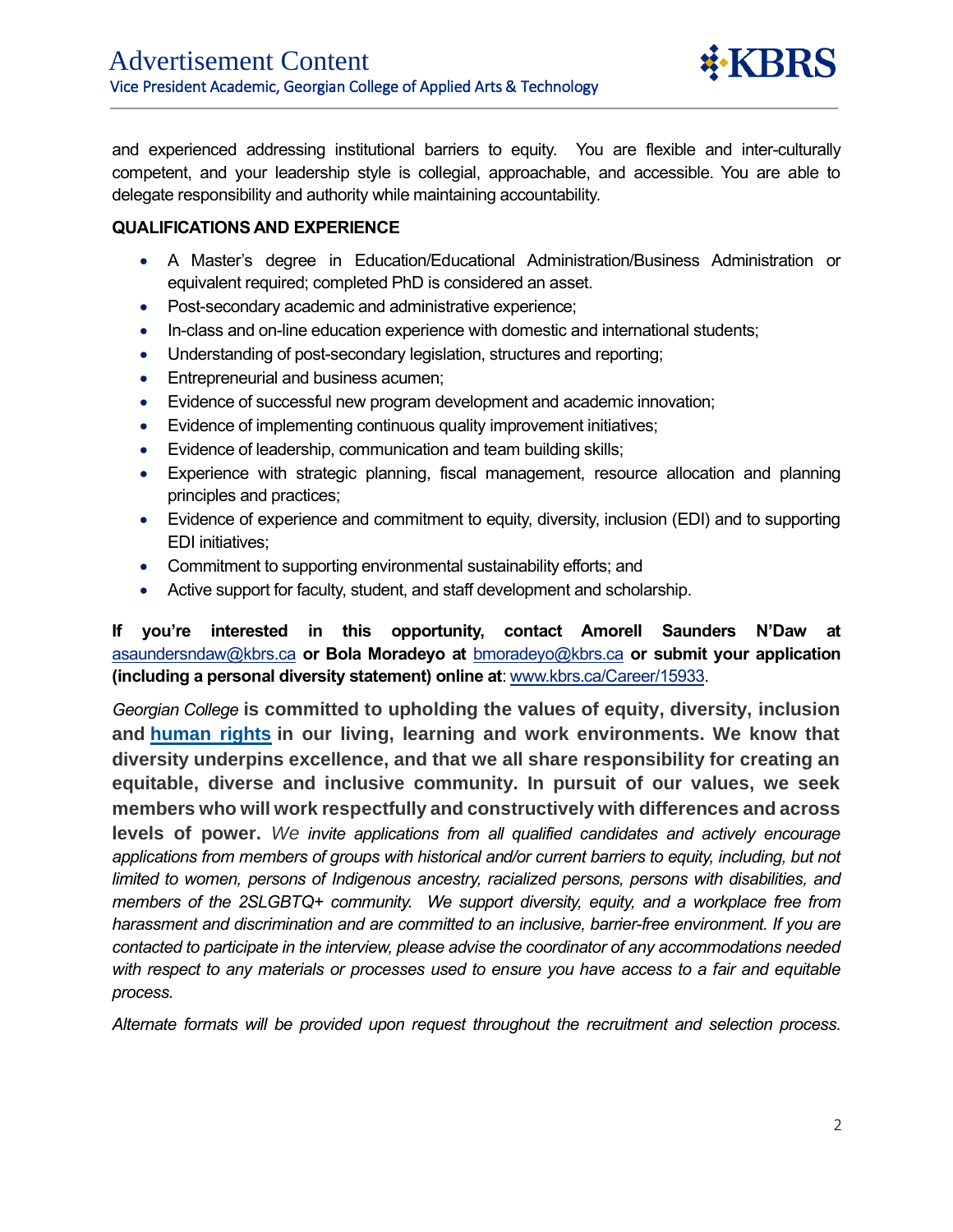and experienced addressing institutional barriers to equity. You are flexible and inter-culturally competent, and your leadership style is collegial, approachable, and accessible. You are able to delegate responsibility and authority while maintaining accountability.

**QUALIFICATIONS AND EXPERIENCE**

- A Master's degree in Education/Educational Administration/Business Administration or equivalent required; completed PhD is considered an asset.
- Post-secondary academic and administrative experience;
- In-class and on-line education experience with domestic and international students;
- Understanding of post-secondary legislation, structures and reporting;
- Entrepreneurial and business acumen;
- Evidence of successful new program development and academic innovation;
- Evidence of implementing continuous quality improvement initiatives;
- Evidence of leadership, communication and team building skills;
- Experience with strategic planning, fiscal management, resource allocation and planning principles and practices;
- Evidence of experience and commitment to equity, diversity, inclusion (EDI) and to supporting EDI initiatives;
- Commitment to supporting environmental sustainability efforts; and
- Active support for faculty, student, and staff development and scholarship.

**If you're interested in this opportunity, contact Amorell Saunders N'Daw at** asaundersndaw@kbrs.ca **or Bola Moradeyo at** bmoradeyo@kbrs.ca **or submit your application (including a personal diversity statement) online at**: www.kbrs.ca/Career/15933.

*Georgian College* **is committed to upholding the values of equity, diversity, inclusion and human rights in our living, learning and work environments. We know that diversity underpins excellence, and that we all share responsibility for creating an equitable, diverse and inclusive community. In pursuit of our values, we seek members who will work respectfully and constructively with differences and across levels of power.** *We invite applications from all qualified candidates and actively encourage applications from members of groups with historical and/or current barriers to equity, including, but not limited to women, persons of Indigenous ancestry, racialized persons, persons with disabilities, and members of the 2SLGBTQ+ community. We support diversity, equity, and a workplace free from harassment and discrimination and are committed to an inclusive, barrier-free environment. If you are contacted to participate in the interview, please advise the coordinator of any accommodations needed with respect to any materials or processes used to ensure you have access to a fair and equitable process.*

*Alternate formats will be provided upon request throughout the recruitment and selection process.*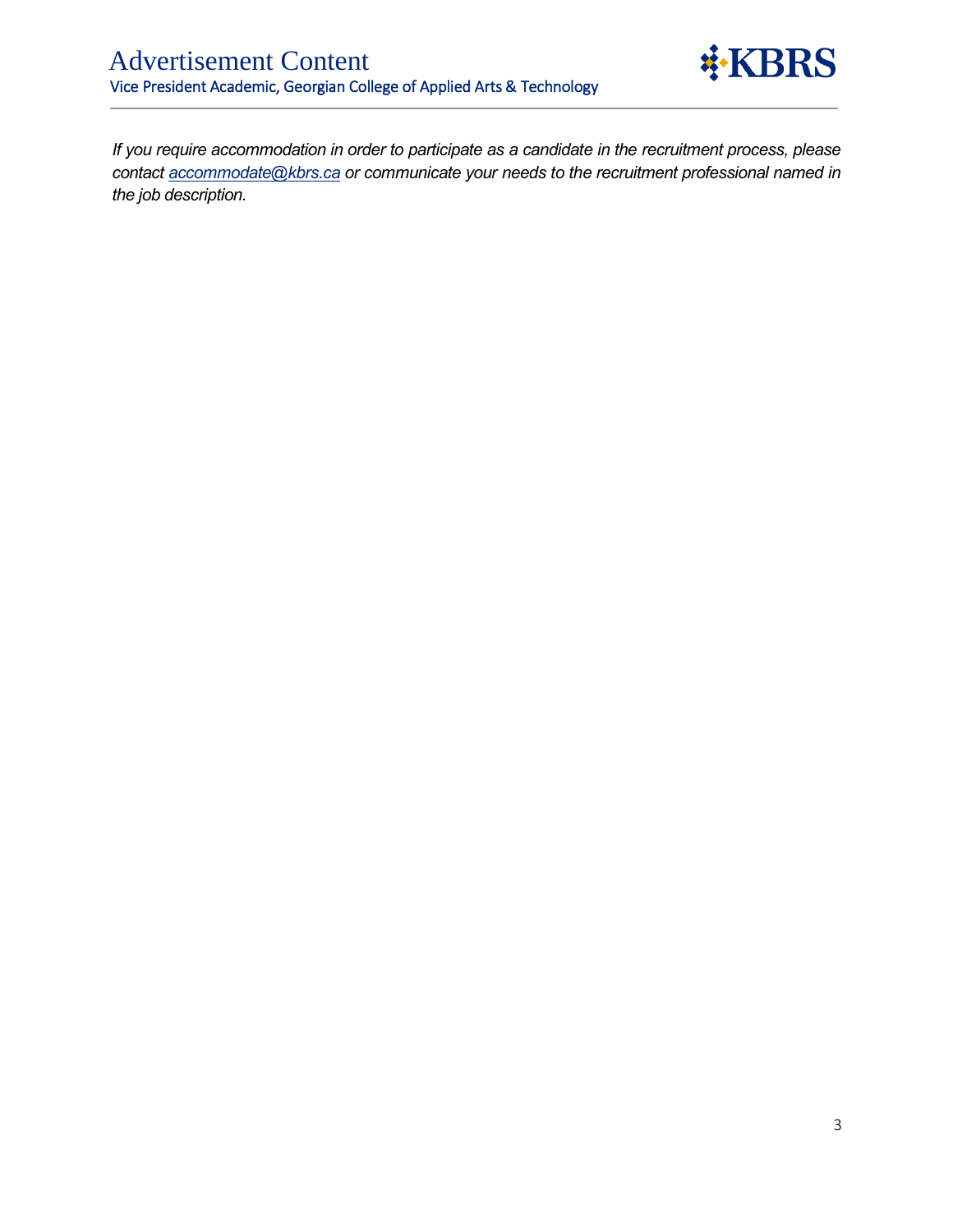*If you require accommodation in order to participate as a candidate in the recruitment process, please contact [accommodate@kbrs.ca](mailto:accommodate@kbrs.ca) or communicate your needs to the recruitment professional named in the job description.*